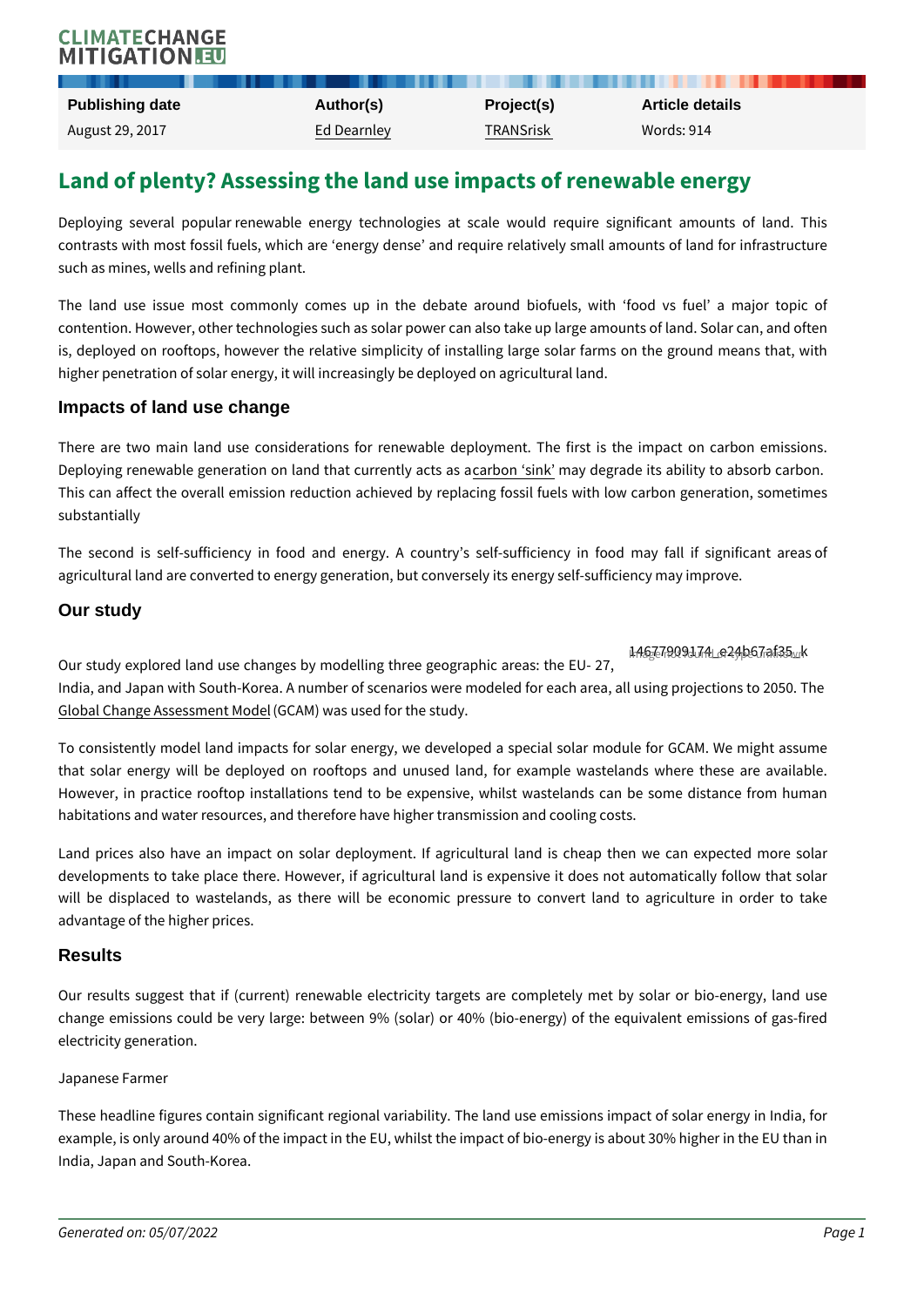| Publishing date | Author(s) | Project(s) | Article details |
| --- | --- | --- | --- |
| August 29, 2017 | Ed Dearnley | TRANSrisk | Words: 914 |

# Land of plenty? Assessing the land use impacts of renewable energy

Deploying several popular renewable energy technologies at scale would require significant amounts of land. This contrasts with most fossil fuels, which are 'energy dense' and require relatively small amounts of land for infrastructure such as mines, wells and refining plant.

The land use issue most commonly comes up in the debate around biofuels, with 'food vs fuel' a major topic of contention. However, other technologies such as solar power can also take up large amounts of land. Solar can, and often is, deployed on rooftops, however the relative simplicity of installing large solar farms on the ground means that, with higher penetration of solar energy, it will increasingly be deployed on agricultural land.

## Impacts of land use change

There are two main land use considerations for renewable deployment. The first is the impact on carbon emissions. Deploying renewable generation on land that currently acts as a carbon 'sink' may degrade its ability to absorb carbon. This can affect the overall emission reduction achieved by replacing fossil fuels with low carbon generation, sometimes substantially

The second is self-sufficiency in food and energy. A country's self-sufficiency in food may fall if significant areas of agricultural land are converted to energy generation, but conversely its energy self-sufficiency may improve.

## Our study

14677909174_e24b67af35_k

Our study explored land use changes by modelling three geographic areas: the EU- 27, India, and Japan with South-Korea. A number of scenarios were modeled for each area, all using projections to 2050. The Global Change Assessment Model (GCAM) was used for the study.

To consistently model land impacts for solar energy, we developed a special solar module for GCAM. We might assume that solar energy will be deployed on rooftops and unused land, for example wastelands where these are available. However, in practice rooftop installations tend to be expensive, whilst wastelands can be some distance from human habitations and water resources, and therefore have higher transmission and cooling costs.

Land prices also have an impact on solar deployment. If agricultural land is cheap then we can expected more solar developments to take place there. However, if agricultural land is expensive it does not automatically follow that solar will be displaced to wastelands, as there will be economic pressure to convert land to agriculture in order to take advantage of the higher prices.

## Results

Our results suggest that if (current) renewable electricity targets are completely met by solar or bio-energy, land use change emissions could be very large: between 9% (solar) or 40% (bio-energy) of the equivalent emissions of gas-fired electricity generation.

Japanese Farmer

These headline figures contain significant regional variability. The land use emissions impact of solar energy in India, for example, is only around 40% of the impact in the EU, whilst the impact of bio-energy is about 30% higher in the EU than in India, Japan and South-Korea.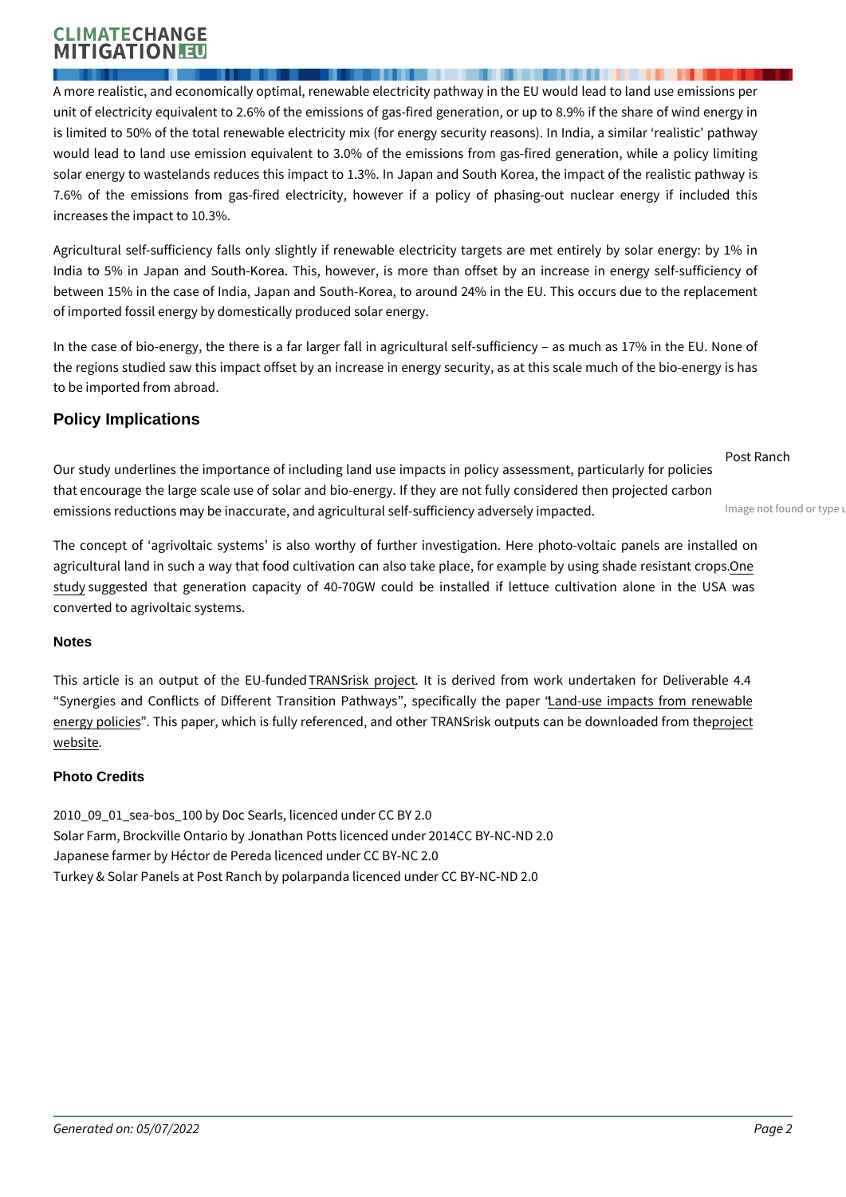A more realistic, and economically optimal, renewable electricity pathway in the EU would lead to land use emissions per unit of electricity equivalent to 2.6% of the emissions of gas-fired generation, or up to 8.9% if the share of wind energy in is limited to 50% of the total renewable electricity mix (for energy security reasons). In India, a similar 'realistic' pathway would lead to land use emission equivalent to 3.0% of the emissions from gas-fired generation, while a policy limiting solar energy to wastelands reduces this impact to 1.3%. In Japan and South Korea, the impact of the realistic pathway is 7.6% of the emissions from gas-fired electricity, however if a policy of phasing-out nuclear energy if included this increases the impact to 10.3%.

Agricultural self-sufficiency falls only slightly if renewable electricity targets are met entirely by solar energy: by 1% in India to 5% in Japan and South-Korea. This, however, is more than offset by an increase in energy self-sufficiency of between 15% in the case of India, Japan and South-Korea, to around 24% in the EU. This occurs due to the replacement of imported fossil energy by domestically produced solar energy.

In the case of bio-energy, the there is a far larger fall in agricultural self-sufficiency – as much as 17% in the EU. None of the regions studied saw this impact offset by an increase in energy security, as at this scale much of the bio-energy is has to be imported from abroad.

## Policy Implications

Post Ranch

Image not found or type u

Our study underlines the importance of including land use impacts in policy assessment, particularly for policies that encourage the large scale use of solar and bio-energy. If they are not fully considered then projected carbon emissions reductions may be inaccurate, and agricultural self-sufficiency adversely impacted.

The concept of 'agrivoltaic systems' is also worthy of further investigation. Here photo-voltaic panels are installed on agricultural land in such a way that food cultivation can also take place, for example by using shade resistant crops. One study suggested that generation capacity of 40-70GW could be installed if lettuce cultivation alone in the USA was converted to agrivoltaic systems.

### Notes

This article is an output of the EU-funded TRANSrisk project. It is derived from work undertaken for Deliverable 4.4 "Synergies and Conflicts of Different Transition Pathways", specifically the paper "Land-use impacts from renewable energy policies". This paper, which is fully referenced, and other TRANSrisk outputs can be downloaded from the project website.

### Photo Credits

2010_09_01_sea-bos_100 by Doc Searls, licenced under CC BY 2.0
Solar Farm, Brockville Ontario by Jonathan Potts licenced under 2014CC BY-NC-ND 2.0
Japanese farmer by Héctor de Pereda licenced under CC BY-NC 2.0
Turkey & Solar Panels at Post Ranch by polarpanda licenced under CC BY-NC-ND 2.0